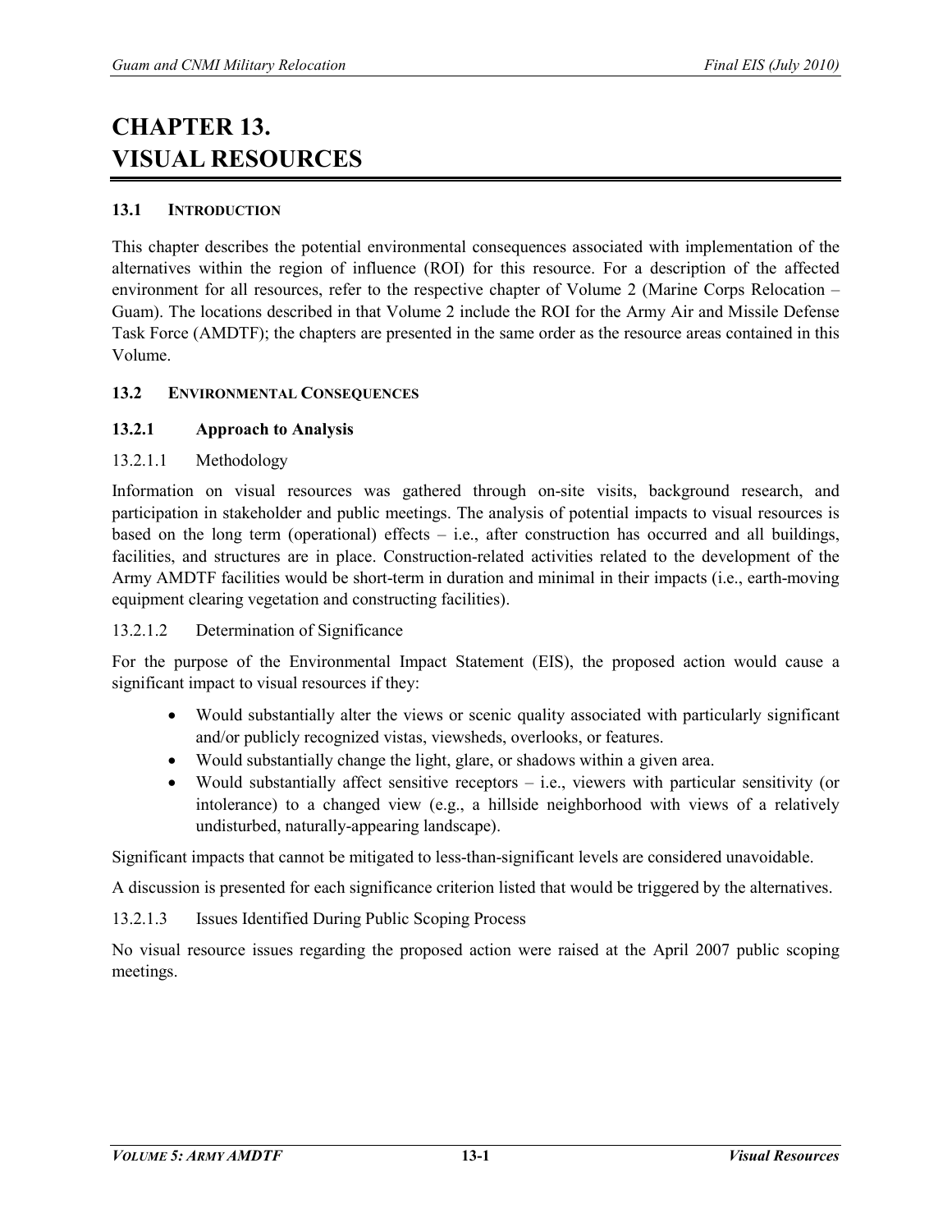# CHAPTER 13. VISUAL RESOURCES

## 13.1 INTRODUCTION

This chapter describes the potential environmental consequences associated with implementation of the alternatives within the region of influence (ROI) for this resource. For a description of the affected environment for all resources, refer to the respective chapter of Volume 2 (Marine Corps Relocation – Guam). The locations described in that Volume 2 include the ROI for the Army Air and Missile Defense Task Force (AMDTF); the chapters are presented in the same order as the resource areas contained in this Volume.

## 13.2 ENVIRONMENTAL CONSEQUENCES

### 13.2.1 Approach to Analysis

#### 13.2.1.1 Methodology

Information on visual resources was gathered through on-site visits, background research, and participation in stakeholder and public meetings. The analysis of potential impacts to visual resources is based on the long term (operational) effects – i.e., after construction has occurred and all buildings, facilities, and structures are in place. Construction-related activities related to the development of the Army AMDTF facilities would be short-term in duration and minimal in their impacts (i.e., earth-moving equipment clearing vegetation and constructing facilities).

#### 13.2.1.2 Determination of Significance

For the purpose of the Environmental Impact Statement (EIS), the proposed action would cause a significant impact to visual resources if they:

- Would substantially alter the views or scenic quality associated with particularly significant and/or publicly recognized vistas, viewsheds, overlooks, or features.
- Would substantially change the light, glare, or shadows within a given area.
- Would substantially affect sensitive receptors – i.e., viewers with particular sensitivity (or intolerance) to a changed view (e.g., a hillside neighborhood with views of a relatively undisturbed, naturally-appearing landscape).

Significant impacts that cannot be mitigated to less-than-significant levels are considered unavoidable.

A discussion is presented for each significance criterion listed that would be triggered by the alternatives.

#### 13.2.1.3 Issues Identified During Public Scoping Process

No visual resource issues regarding the proposed action were raised at the April 2007 public scoping meetings.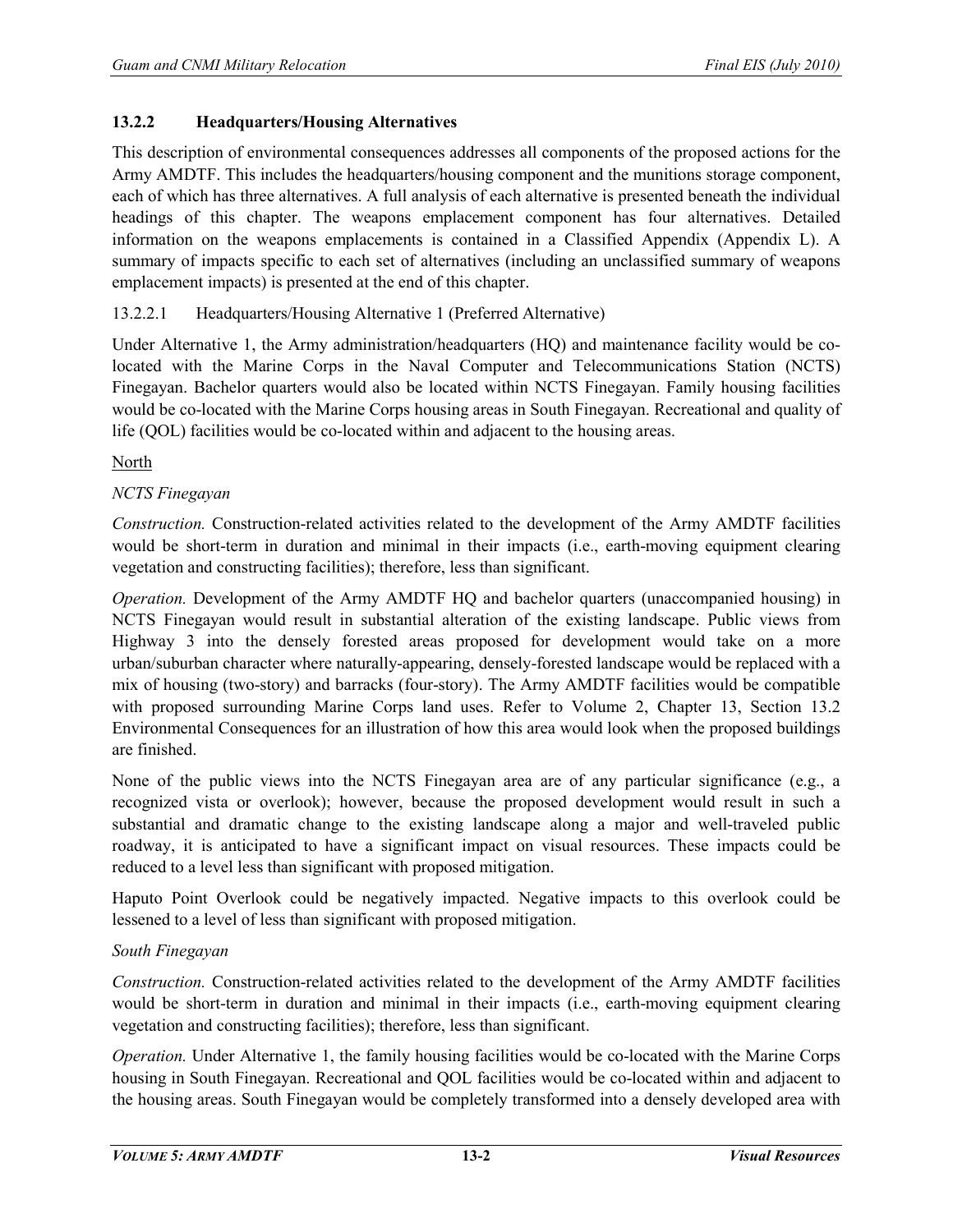### 13.2.2 Headquarters/Housing Alternatives

This description of environmental consequences addresses all components of the proposed actions for the Army AMDTF. This includes the headquarters/housing component and the munitions storage component, each of which has three alternatives. A full analysis of each alternative is presented beneath the individual headings of this chapter. The weapons emplacement component has four alternatives. Detailed information on the weapons emplacements is contained in a Classified Appendix (Appendix L). A summary of impacts specific to each set of alternatives (including an unclassified summary of weapons emplacement impacts) is presented at the end of this chapter.

#### 13.2.2.1 Headquarters/Housing Alternative 1 (Preferred Alternative)

Under Alternative 1, the Army administration/headquarters (HQ) and maintenance facility would be co-located with the Marine Corps in the Naval Computer and Telecommunications Station (NCTS) Finegayan. Bachelor quarters would also be located within NCTS Finegayan. Family housing facilities would be co-located with the Marine Corps housing areas in South Finegayan. Recreational and quality of life (QOL) facilities would be co-located within and adjacent to the housing areas.

North

*NCTS Finegayan*

*Construction.* Construction-related activities related to the development of the Army AMDTF facilities would be short-term in duration and minimal in their impacts (i.e., earth-moving equipment clearing vegetation and constructing facilities); therefore, less than significant.

*Operation.* Development of the Army AMDTF HQ and bachelor quarters (unaccompanied housing) in NCTS Finegayan would result in substantial alteration of the existing landscape. Public views from Highway 3 into the densely forested areas proposed for development would take on a more urban/suburban character where naturally-appearing, densely-forested landscape would be replaced with a mix of housing (two-story) and barracks (four-story). The Army AMDTF facilities would be compatible with proposed surrounding Marine Corps land uses. Refer to Volume 2, Chapter 13, Section 13.2 Environmental Consequences for an illustration of how this area would look when the proposed buildings are finished.

None of the public views into the NCTS Finegayan area are of any particular significance (e.g., a recognized vista or overlook); however, because the proposed development would result in such a substantial and dramatic change to the existing landscape along a major and well-traveled public roadway, it is anticipated to have a significant impact on visual resources. These impacts could be reduced to a level less than significant with proposed mitigation.

Haputo Point Overlook could be negatively impacted. Negative impacts to this overlook could be lessened to a level of less than significant with proposed mitigation.

*South Finegayan*

*Construction.* Construction-related activities related to the development of the Army AMDTF facilities would be short-term in duration and minimal in their impacts (i.e., earth-moving equipment clearing vegetation and constructing facilities); therefore, less than significant.

*Operation.* Under Alternative 1, the family housing facilities would be co-located with the Marine Corps housing in South Finegayan. Recreational and QOL facilities would be co-located within and adjacent to the housing areas. South Finegayan would be completely transformed into a densely developed area with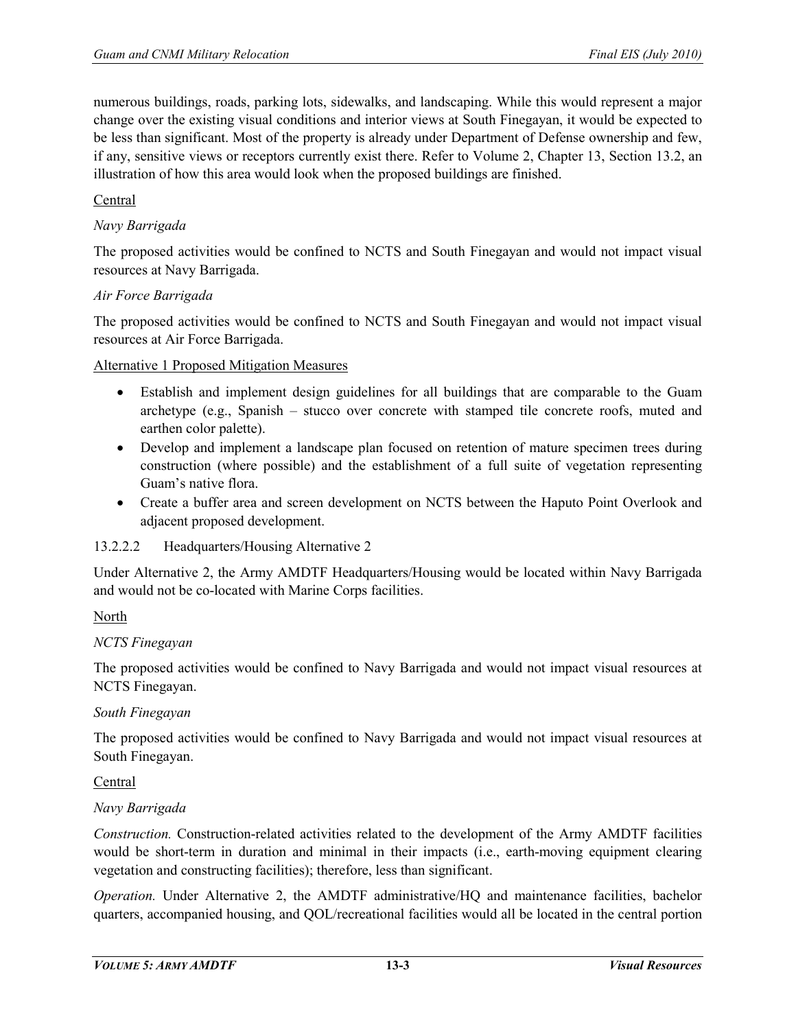numerous buildings, roads, parking lots, sidewalks, and landscaping. While this would represent a major change over the existing visual conditions and interior views at South Finegayan, it would be expected to be less than significant. Most of the property is already under Department of Defense ownership and few, if any, sensitive views or receptors currently exist there. Refer to Volume 2, Chapter 13, Section 13.2, an illustration of how this area would look when the proposed buildings are finished.

<u>Central</u>

*Navy Barrigada*

The proposed activities would be confined to NCTS and South Finegayan and would not impact visual resources at Navy Barrigada.

*Air Force Barrigada*

The proposed activities would be confined to NCTS and South Finegayan and would not impact visual resources at Air Force Barrigada.

<u>Alternative 1 Proposed Mitigation Measures</u>

- Establish and implement design guidelines for all buildings that are comparable to the Guam archetype (e.g., Spanish – stucco over concrete with stamped tile concrete roofs, muted and earthen color palette).
- Develop and implement a landscape plan focused on retention of mature specimen trees during construction (where possible) and the establishment of a full suite of vegetation representing Guam's native flora.
- Create a buffer area and screen development on NCTS between the Haputo Point Overlook and adjacent proposed development.

#### 13.2.2.2 Headquarters/Housing Alternative 2

Under Alternative 2, the Army AMDTF Headquarters/Housing would be located within Navy Barrigada and would not be co-located with Marine Corps facilities.

<u>North</u>

*NCTS Finegayan*

The proposed activities would be confined to Navy Barrigada and would not impact visual resources at NCTS Finegayan.

*South Finegayan*

The proposed activities would be confined to Navy Barrigada and would not impact visual resources at South Finegayan.

<u>Central</u>

*Navy Barrigada*

*Construction.* Construction-related activities related to the development of the Army AMDTF facilities would be short-term in duration and minimal in their impacts (i.e., earth-moving equipment clearing vegetation and constructing facilities); therefore, less than significant.

*Operation.* Under Alternative 2, the AMDTF administrative/HQ and maintenance facilities, bachelor quarters, accompanied housing, and QOL/recreational facilities would all be located in the central portion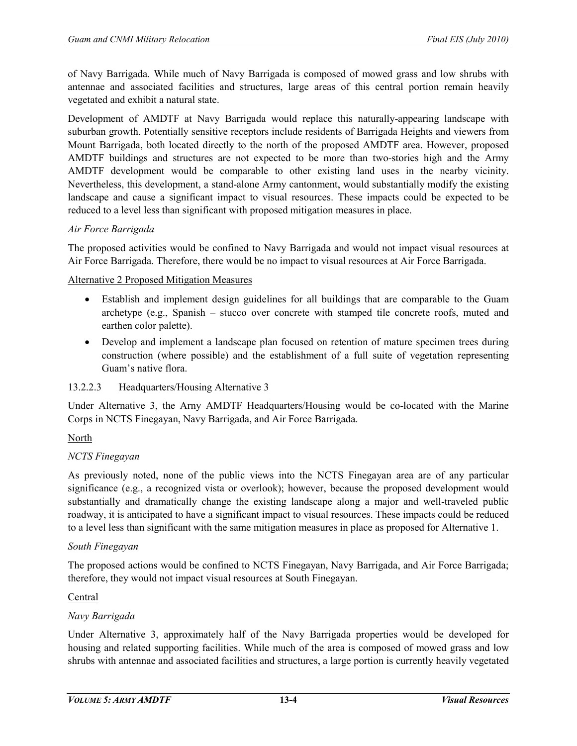of Navy Barrigada. While much of Navy Barrigada is composed of mowed grass and low shrubs with antennae and associated facilities and structures, large areas of this central portion remain heavily vegetated and exhibit a natural state.

Development of AMDTF at Navy Barrigada would replace this naturally-appearing landscape with suburban growth. Potentially sensitive receptors include residents of Barrigada Heights and viewers from Mount Barrigada, both located directly to the north of the proposed AMDTF area. However, proposed AMDTF buildings and structures are not expected to be more than two-stories high and the Army AMDTF development would be comparable to other existing land uses in the nearby vicinity. Nevertheless, this development, a stand-alone Army cantonment, would substantially modify the existing landscape and cause a significant impact to visual resources. These impacts could be expected to be reduced to a level less than significant with proposed mitigation measures in place.

*Air Force Barrigada*

The proposed activities would be confined to Navy Barrigada and would not impact visual resources at Air Force Barrigada. Therefore, there would be no impact to visual resources at Air Force Barrigada.

Alternative 2 Proposed Mitigation Measures

- Establish and implement design guidelines for all buildings that are comparable to the Guam archetype (e.g., Spanish – stucco over concrete with stamped tile concrete roofs, muted and earthen color palette).
- Develop and implement a landscape plan focused on retention of mature specimen trees during construction (where possible) and the establishment of a full suite of vegetation representing Guam's native flora.

### 13.2.2.3 Headquarters/Housing Alternative 3

Under Alternative 3, the Arny AMDTF Headquarters/Housing would be co-located with the Marine Corps in NCTS Finegayan, Navy Barrigada, and Air Force Barrigada.

North

*NCTS Finegayan*

As previously noted, none of the public views into the NCTS Finegayan area are of any particular significance (e.g., a recognized vista or overlook); however, because the proposed development would substantially and dramatically change the existing landscape along a major and well-traveled public roadway, it is anticipated to have a significant impact to visual resources. These impacts could be reduced to a level less than significant with the same mitigation measures in place as proposed for Alternative 1.

*South Finegayan*

The proposed actions would be confined to NCTS Finegayan, Navy Barrigada, and Air Force Barrigada; therefore, they would not impact visual resources at South Finegayan.

Central

*Navy Barrigada*

Under Alternative 3, approximately half of the Navy Barrigada properties would be developed for housing and related supporting facilities. While much of the area is composed of mowed grass and low shrubs with antennae and associated facilities and structures, a large portion is currently heavily vegetated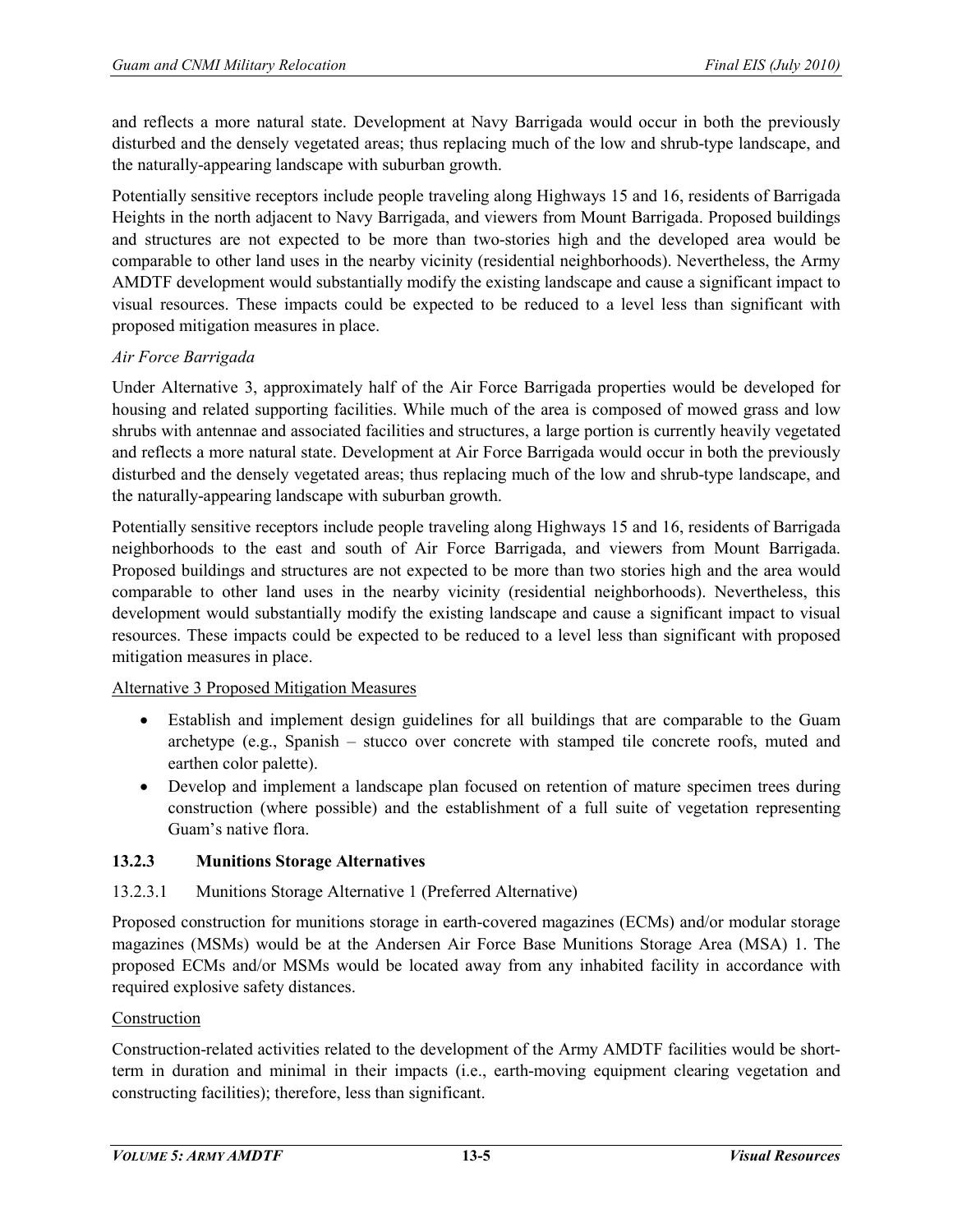and reflects a more natural state. Development at Navy Barrigada would occur in both the previously disturbed and the densely vegetated areas; thus replacing much of the low and shrub-type landscape, and the naturally-appearing landscape with suburban growth.

Potentially sensitive receptors include people traveling along Highways 15 and 16, residents of Barrigada Heights in the north adjacent to Navy Barrigada, and viewers from Mount Barrigada. Proposed buildings and structures are not expected to be more than two-stories high and the developed area would be comparable to other land uses in the nearby vicinity (residential neighborhoods). Nevertheless, the Army AMDTF development would substantially modify the existing landscape and cause a significant impact to visual resources. These impacts could be expected to be reduced to a level less than significant with proposed mitigation measures in place.

*Air Force Barrigada*

Under Alternative 3, approximately half of the Air Force Barrigada properties would be developed for housing and related supporting facilities. While much of the area is composed of mowed grass and low shrubs with antennae and associated facilities and structures, a large portion is currently heavily vegetated and reflects a more natural state. Development at Air Force Barrigada would occur in both the previously disturbed and the densely vegetated areas; thus replacing much of the low and shrub-type landscape, and the naturally-appearing landscape with suburban growth.

Potentially sensitive receptors include people traveling along Highways 15 and 16, residents of Barrigada neighborhoods to the east and south of Air Force Barrigada, and viewers from Mount Barrigada. Proposed buildings and structures are not expected to be more than two stories high and the area would comparable to other land uses in the nearby vicinity (residential neighborhoods). Nevertheless, this development would substantially modify the existing landscape and cause a significant impact to visual resources. These impacts could be expected to be reduced to a level less than significant with proposed mitigation measures in place.

Alternative 3 Proposed Mitigation Measures

- Establish and implement design guidelines for all buildings that are comparable to the Guam archetype (e.g., Spanish – stucco over concrete with stamped tile concrete roofs, muted and earthen color palette).
- Develop and implement a landscape plan focused on retention of mature specimen trees during construction (where possible) and the establishment of a full suite of vegetation representing Guam's native flora.

### 13.2.3 Munitions Storage Alternatives

#### 13.2.3.1 Munitions Storage Alternative 1 (Preferred Alternative)

Proposed construction for munitions storage in earth-covered magazines (ECMs) and/or modular storage magazines (MSMs) would be at the Andersen Air Force Base Munitions Storage Area (MSA) 1. The proposed ECMs and/or MSMs would be located away from any inhabited facility in accordance with required explosive safety distances.

Construction

Construction-related activities related to the development of the Army AMDTF facilities would be short-term in duration and minimal in their impacts (i.e., earth-moving equipment clearing vegetation and constructing facilities); therefore, less than significant.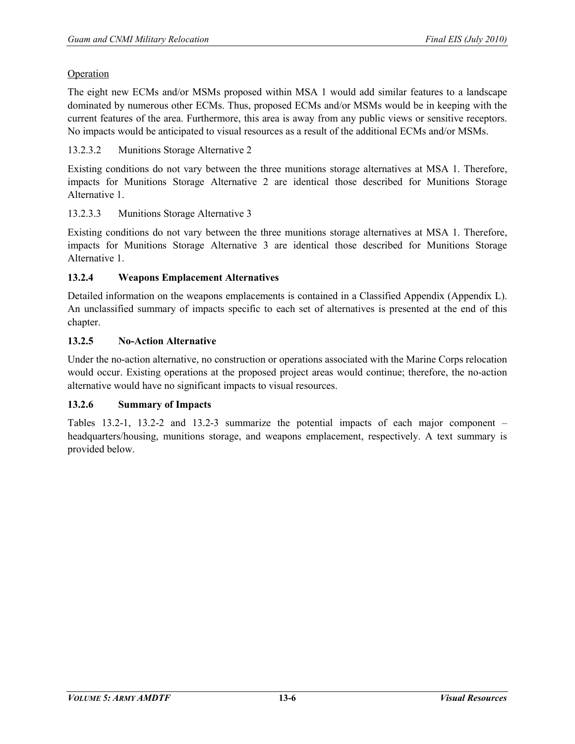Operation

The eight new ECMs and/or MSMs proposed within MSA 1 would add similar features to a landscape dominated by numerous other ECMs. Thus, proposed ECMs and/or MSMs would be in keeping with the current features of the area. Furthermore, this area is away from any public views or sensitive receptors. No impacts would be anticipated to visual resources as a result of the additional ECMs and/or MSMs.

#### 13.2.3.2 Munitions Storage Alternative 2

Existing conditions do not vary between the three munitions storage alternatives at MSA 1. Therefore, impacts for Munitions Storage Alternative 2 are identical those described for Munitions Storage Alternative 1.

#### 13.2.3.3 Munitions Storage Alternative 3

Existing conditions do not vary between the three munitions storage alternatives at MSA 1. Therefore, impacts for Munitions Storage Alternative 3 are identical those described for Munitions Storage Alternative 1.

### 13.2.4 Weapons Emplacement Alternatives

Detailed information on the weapons emplacements is contained in a Classified Appendix (Appendix L). An unclassified summary of impacts specific to each set of alternatives is presented at the end of this chapter.

### 13.2.5 No-Action Alternative

Under the no-action alternative, no construction or operations associated with the Marine Corps relocation would occur. Existing operations at the proposed project areas would continue; therefore, the no-action alternative would have no significant impacts to visual resources.

### 13.2.6 Summary of Impacts

Tables 13.2-1, 13.2-2 and 13.2-3 summarize the potential impacts of each major component – headquarters/housing, munitions storage, and weapons emplacement, respectively. A text summary is provided below.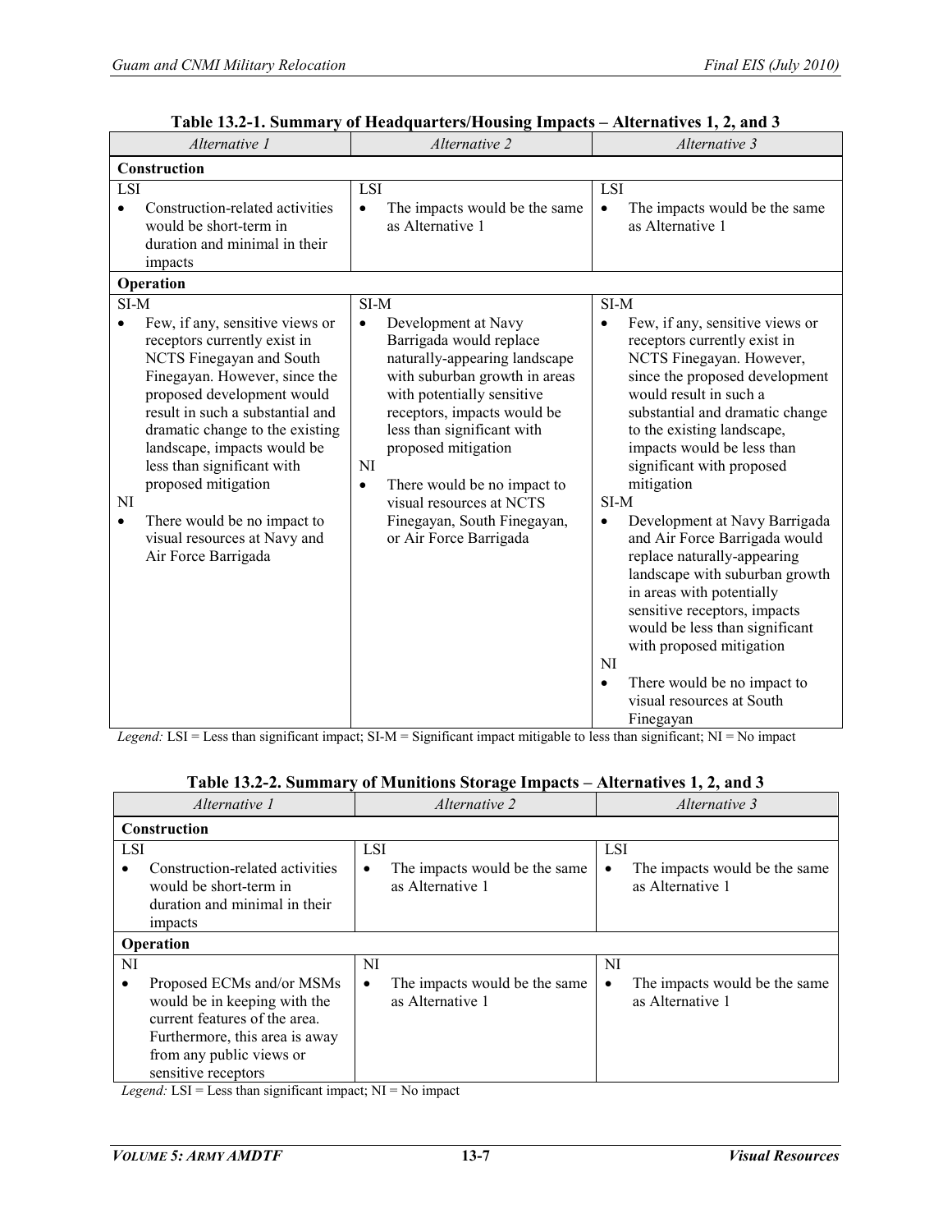**Table 13.2-1. Summary of Headquarters/Housing Impacts – Alternatives 1, 2, and 3**

| *Alternative 1* | *Alternative 2* | *Alternative 3* |
|---|---|---|
| **Construction** | | |
| LSI<br>• Construction-related activities would be short-term in duration and minimal in their impacts | LSI<br>• The impacts would be the same as Alternative 1 | LSI<br>• The impacts would be the same as Alternative 1 |
| **Operation** | | |
| SI-M<br>• Few, if any, sensitive views or receptors currently exist in NCTS Finegayan and South Finegayan. However, since the proposed development would result in such a substantial and dramatic change to the existing landscape, impacts would be less than significant with proposed mitigation<br>NI<br>• There would be no impact to visual resources at Navy and Air Force Barrigada | SI-M<br>• Development at Navy Barrigada would replace naturally-appearing landscape with suburban growth in areas with potentially sensitive receptors, impacts would be less than significant with proposed mitigation<br>NI<br>• There would be no impact to visual resources at NCTS Finegayan, South Finegayan, or Air Force Barrigada | SI-M<br>• Few, if any, sensitive views or receptors currently exist in NCTS Finegayan. However, since the proposed development would result in such a substantial and dramatic change to the existing landscape, impacts would be less than significant with proposed mitigation<br>SI-M<br>• Development at Navy Barrigada and Air Force Barrigada would replace naturally-appearing landscape with suburban growth in areas with potentially sensitive receptors, impacts would be less than significant with proposed mitigation<br>NI<br>• There would be no impact to visual resources at South Finegayan |

*Legend:* LSI = Less than significant impact; SI-M = Significant impact mitigable to less than significant; NI = No impact

**Table 13.2-2. Summary of Munitions Storage Impacts – Alternatives 1, 2, and 3**

| *Alternative 1* | *Alternative 2* | *Alternative 3* |
|---|---|---|
| **Construction** | | |
| LSI<br>• Construction-related activities would be short-term in duration and minimal in their impacts | LSI<br>• The impacts would be the same as Alternative 1 | LSI<br>• The impacts would be the same as Alternative 1 |
| **Operation** | | |
| NI<br>• Proposed ECMs and/or MSMs would be in keeping with the current features of the area. Furthermore, this area is away from any public views or sensitive receptors | NI<br>• The impacts would be the same as Alternative 1 | NI<br>• The impacts would be the same as Alternative 1 |

*Legend:* LSI = Less than significant impact; NI = No impact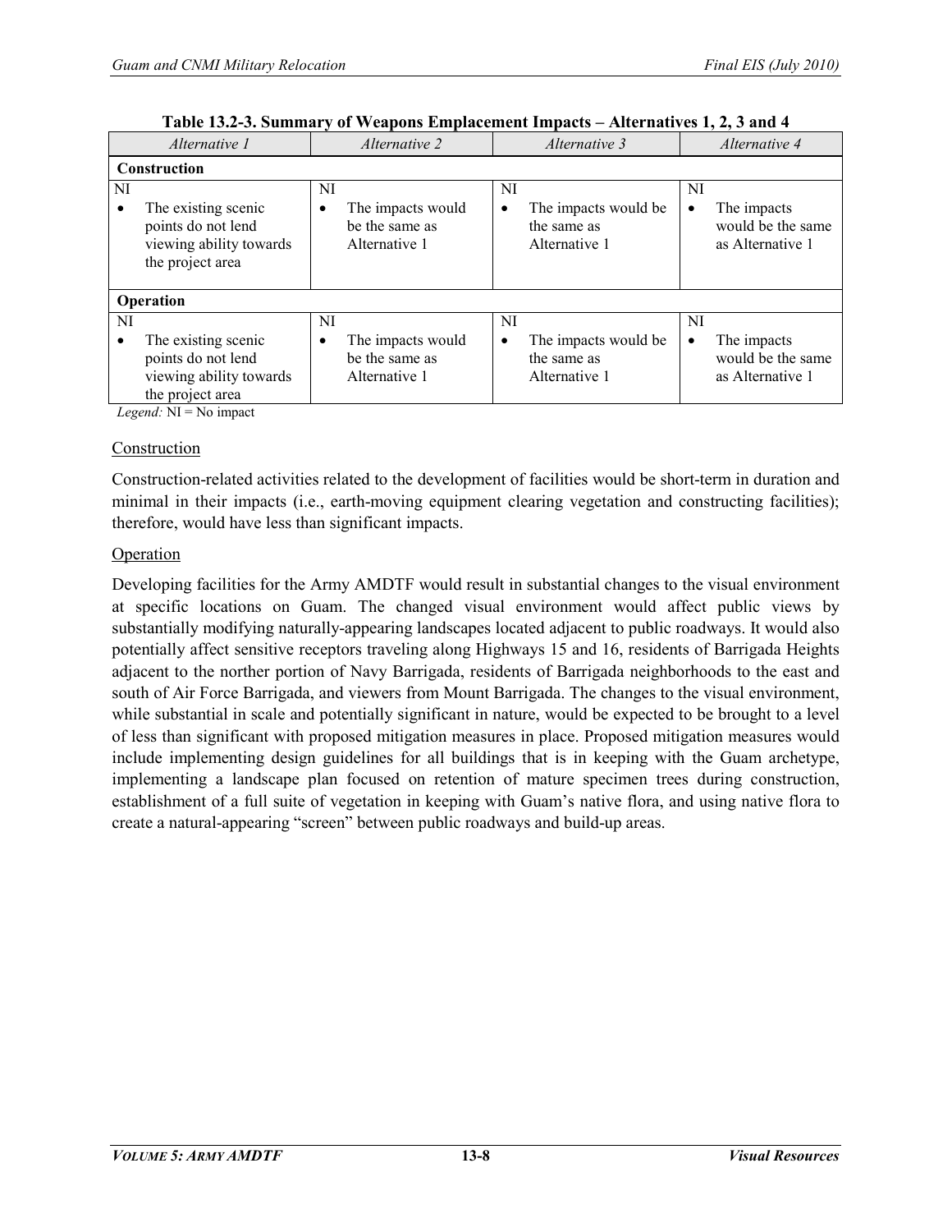**Table 13.2-3. Summary of Weapons Emplacement Impacts – Alternatives 1, 2, 3 and 4**

| *Alternative 1* | *Alternative 2* | *Alternative 3* | *Alternative 4* |
|---|---|---|---|
| **Construction** | | | |
| NI<br>• The existing scenic points do not lend viewing ability towards the project area | NI<br>• The impacts would be the same as Alternative 1 | NI<br>• The impacts would be the same as Alternative 1 | NI<br>• The impacts would be the same as Alternative 1 |
| **Operation** | | | |
| NI<br>• The existing scenic points do not lend viewing ability towards the project area | NI<br>• The impacts would be the same as Alternative 1 | NI<br>• The impacts would be the same as Alternative 1 | NI<br>• The impacts would be the same as Alternative 1 |

*Legend:* NI = No impact

Construction

Construction-related activities related to the development of facilities would be short-term in duration and minimal in their impacts (i.e., earth-moving equipment clearing vegetation and constructing facilities); therefore, would have less than significant impacts.

Operation

Developing facilities for the Army AMDTF would result in substantial changes to the visual environment at specific locations on Guam. The changed visual environment would affect public views by substantially modifying naturally-appearing landscapes located adjacent to public roadways. It would also potentially affect sensitive receptors traveling along Highways 15 and 16, residents of Barrigada Heights adjacent to the norther portion of Navy Barrigada, residents of Barrigada neighborhoods to the east and south of Air Force Barrigada, and viewers from Mount Barrigada. The changes to the visual environment, while substantial in scale and potentially significant in nature, would be expected to be brought to a level of less than significant with proposed mitigation measures in place. Proposed mitigation measures would include implementing design guidelines for all buildings that is in keeping with the Guam archetype, implementing a landscape plan focused on retention of mature specimen trees during construction, establishment of a full suite of vegetation in keeping with Guam's native flora, and using native flora to create a natural-appearing "screen" between public roadways and build-up areas.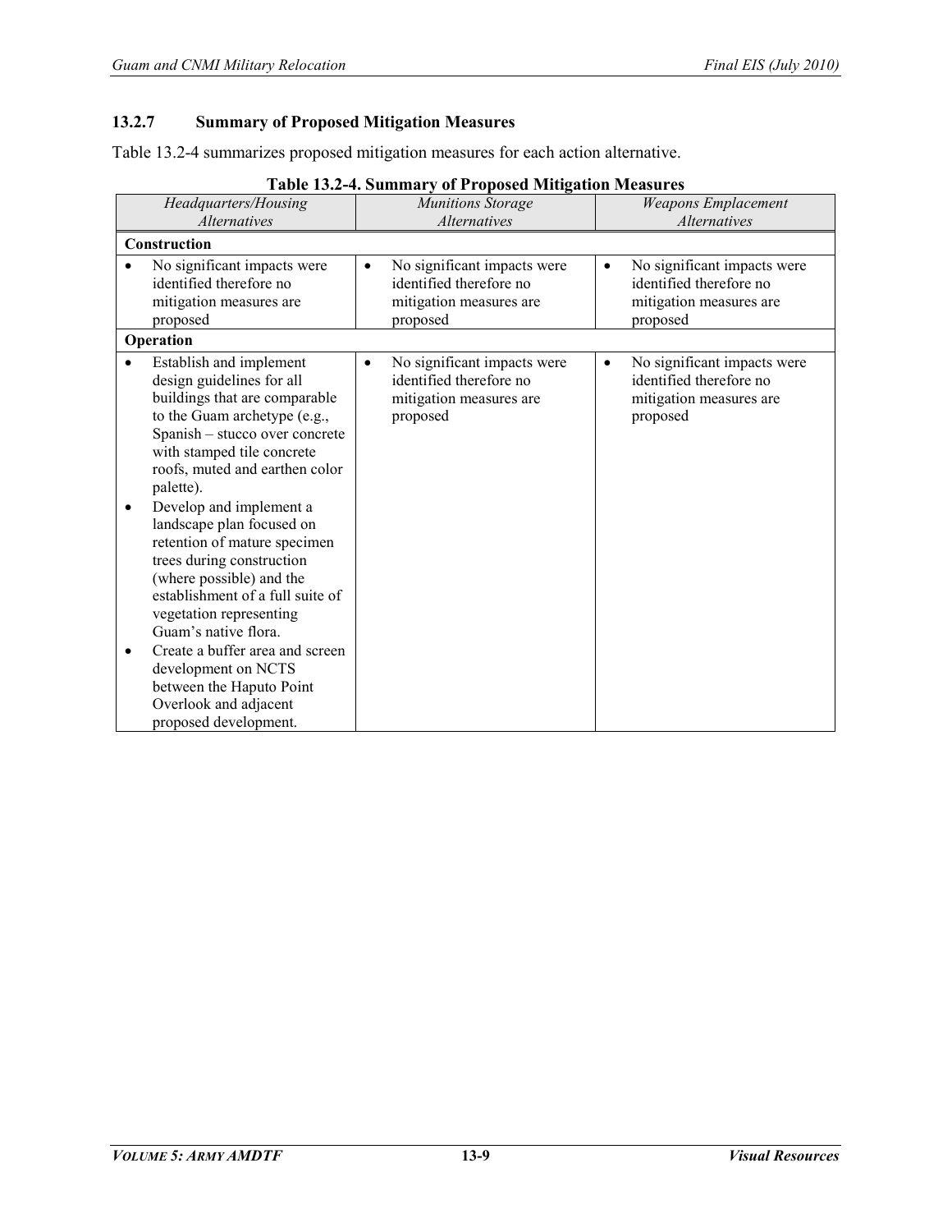### 13.2.7 Summary of Proposed Mitigation Measures

Table 13.2-4 summarizes proposed mitigation measures for each action alternative.

**Table 13.2-4. Summary of Proposed Mitigation Measures**

| *Headquarters/Housing Alternatives* | *Munitions Storage Alternatives* | *Weapons Emplacement Alternatives* |
|---|---|---|
| **Construction** | | |
| • No significant impacts were identified therefore no mitigation measures are proposed | • No significant impacts were identified therefore no mitigation measures are proposed | • No significant impacts were identified therefore no mitigation measures are proposed |
| **Operation** | | |
| • Establish and implement design guidelines for all buildings that are comparable to the Guam archetype (e.g., Spanish – stucco over concrete with stamped tile concrete roofs, muted and earthen color palette).<br>• Develop and implement a landscape plan focused on retention of mature specimen trees during construction (where possible) and the establishment of a full suite of vegetation representing Guam's native flora.<br>• Create a buffer area and screen development on NCTS between the Haputo Point Overlook and adjacent proposed development. | • No significant impacts were identified therefore no mitigation measures are proposed | • No significant impacts were identified therefore no mitigation measures are proposed |